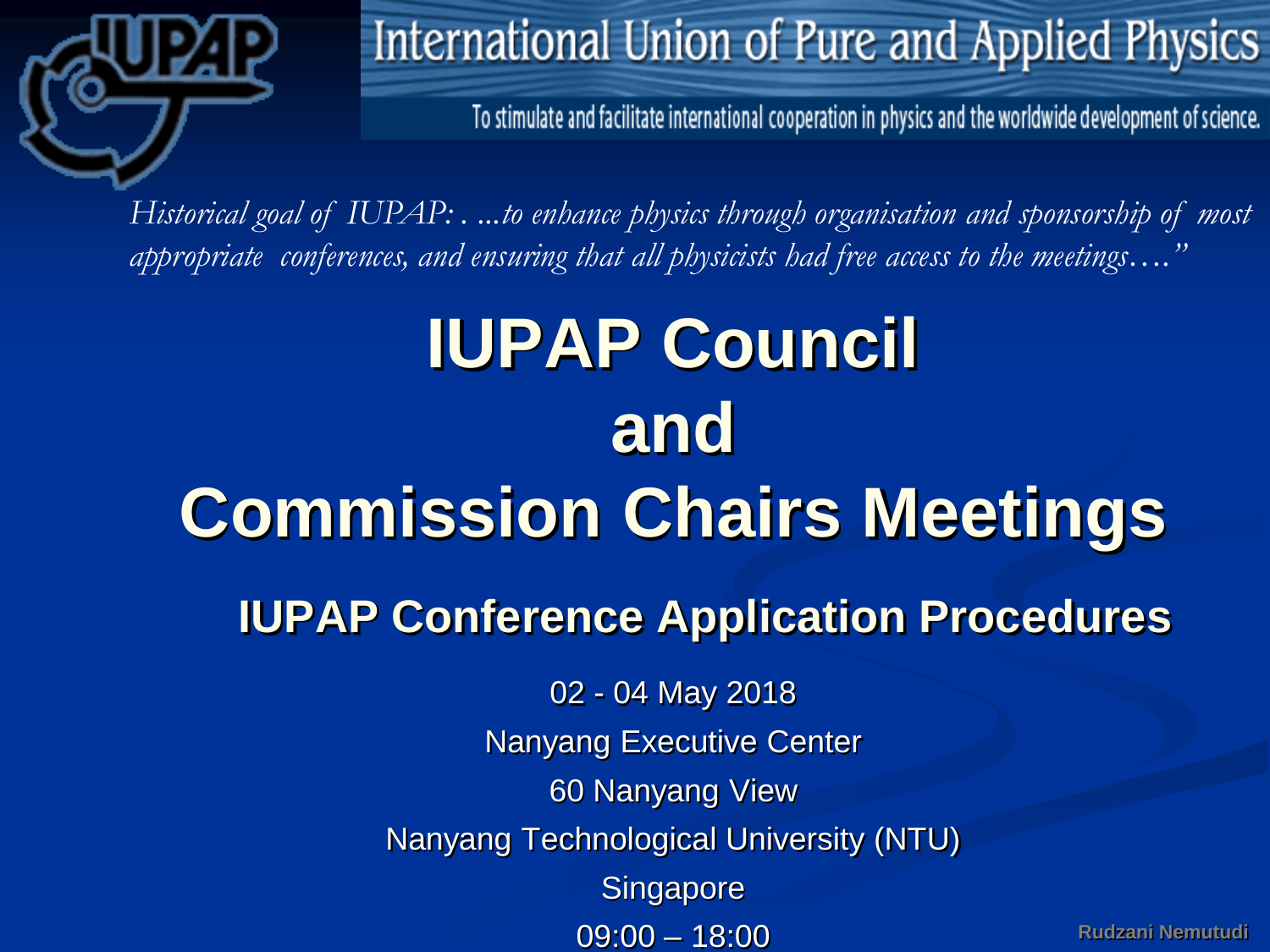International Union of Pure and Applied Physics

To stimulate and facilitate international cooperation in physics and the worldwide development of science.

*Historical goal of IUPAP: . ...to enhance physics through organisation and sponsorship of most appropriate conferences, and ensuring that all physicists had free access to the meetings…."*

# IUPAP Council and Commission Chairs Meetings

## IUPAP Conference Application Procedures

02 - 04 May 2018

Nanyang Executive Center

60 Nanyang View

Nanyang Technological University (NTU)

Singapore

09:00 – 18:00

Rudzani Nemutudi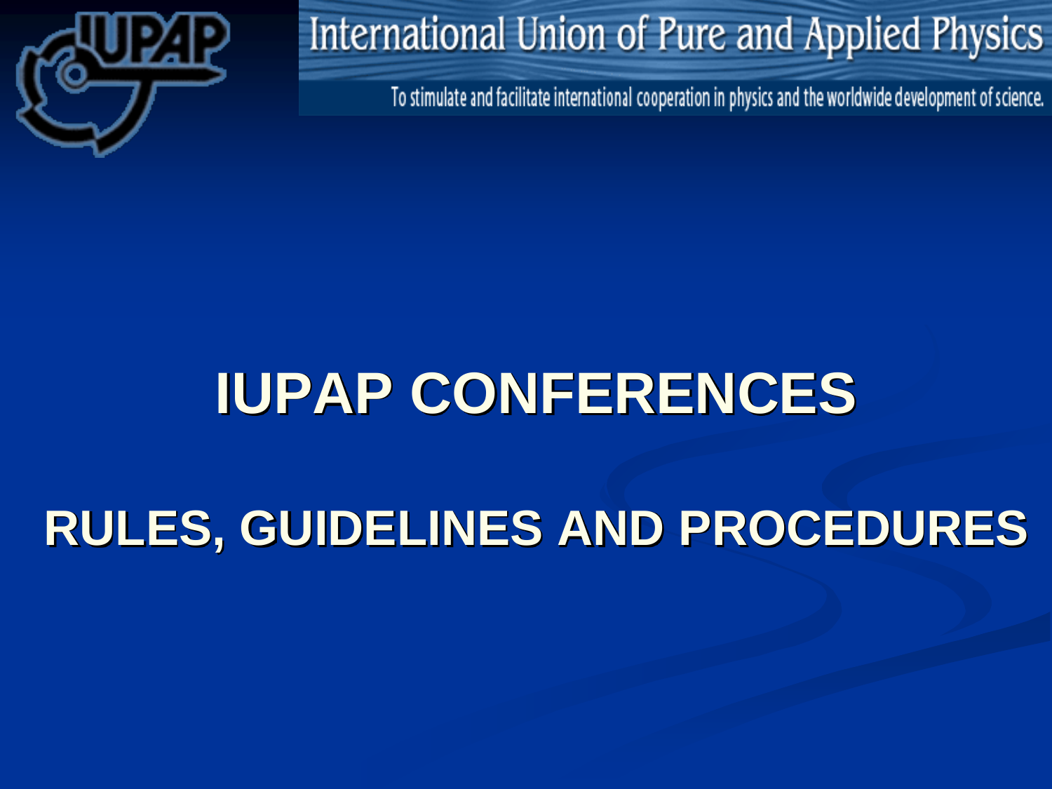International Union of Pure and Applied Physics

To stimulate and facilitate international cooperation in physics and the worldwide development of science.

# IUPAP CONFERENCES

## RULES, GUIDELINES AND PROCEDURES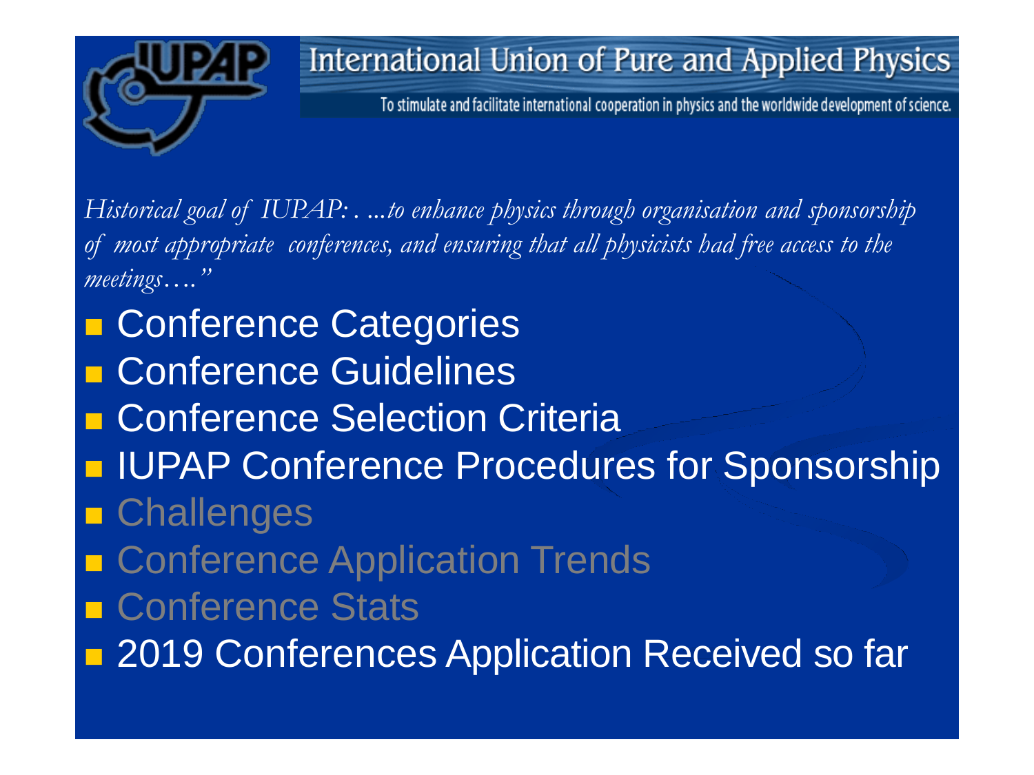# International Union of Pure and Applied Physics

To stimulate and facilitate international cooperation in physics and the worldwide development of science.

*Historical goal of IUPAP: . ...to enhance physics through organisation and sponsorship of most appropriate conferences, and ensuring that all physicists had free access to the meetings…."*

- Conference Categories
- Conference Guidelines
- Conference Selection Criteria
- IUPAP Conference Procedures for Sponsorship
- Challenges
- Conference Application Trends
- Conference Stats
- 2019 Conferences Application Received so far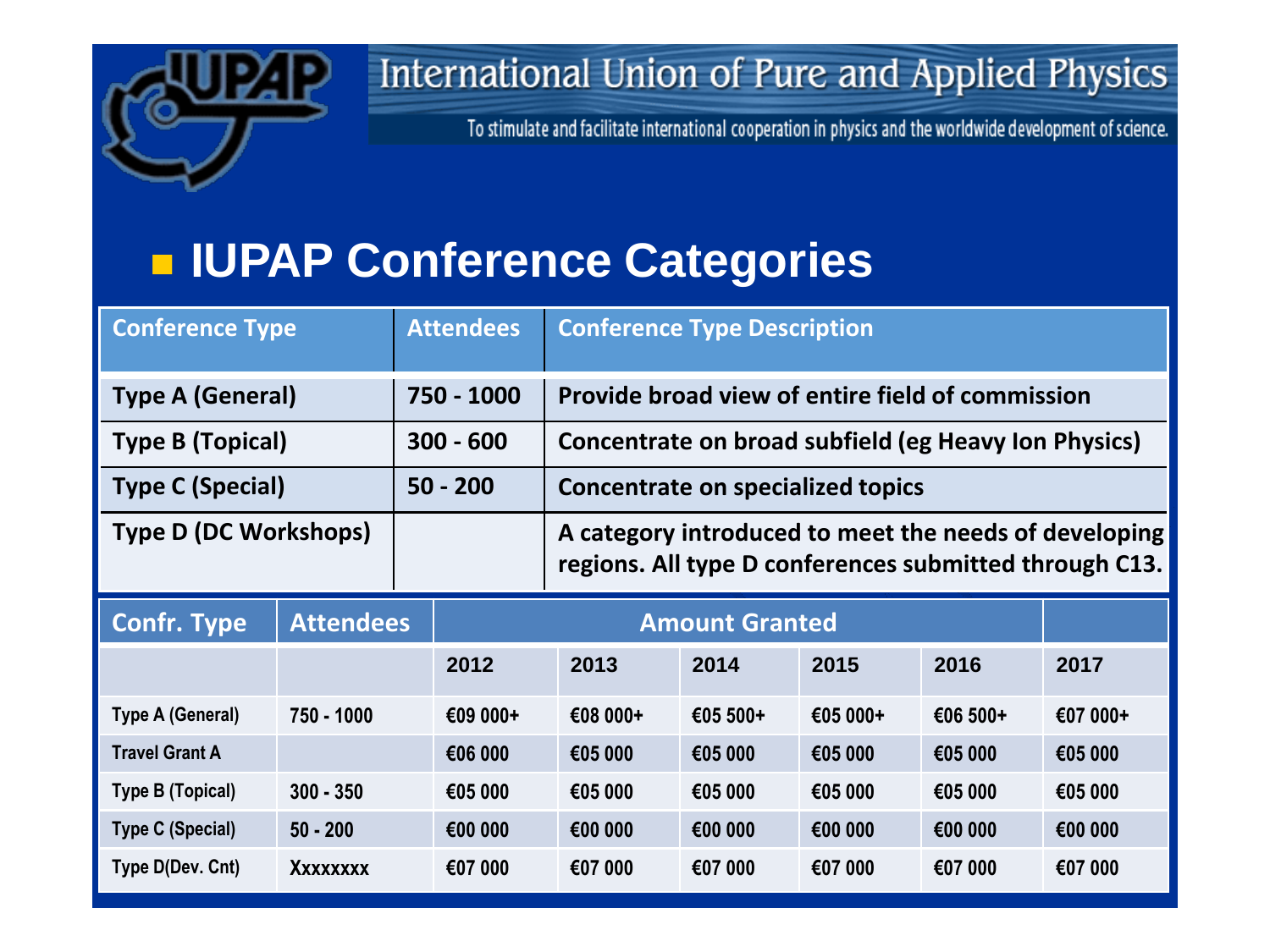International Union of Pure and Applied Physics

To stimulate and facilitate international cooperation in physics and the worldwide development of science.

# IUPAP Conference Categories

| Conference Type | Attendees | Conference Type Description |
|---|---|---|
| Type A (General) | 750 - 1000 | Provide broad view of entire field of commission |
| Type B (Topical) | 300 - 600 | Concentrate on broad subfield (eg Heavy Ion Physics) |
| Type C (Special) | 50 - 200 | Concentrate on specialized topics |
| Type D (DC Workshops) | | A category introduced to meet the needs of developing regions. All type D conferences submitted through C13. |

| Confr. Type | Attendees | Amount Granted | | | | | |
|---|---|---|---|---|---|---|---|
| | | 2012 | 2013 | 2014 | 2015 | 2016 | 2017 |
| Type A (General) | 750 - 1000 | €09 000+ | €08 000+ | €05 500+ | €05 000+ | €06 500+ | €07 000+ |
| Travel Grant A | | €06 000 | €05 000 | €05 000 | €05 000 | €05 000 | €05 000 |
| Type B (Topical) | 300 - 350 | €05 000 | €05 000 | €05 000 | €05 000 | €05 000 | €05 000 |
| Type C (Special) | 50 - 200 | €00 000 | €00 000 | €00 000 | €00 000 | €00 000 | €00 000 |
| Type D(Dev. Cnt) | Xxxxxxxx | €07 000 | €07 000 | €07 000 | €07 000 | €07 000 | €07 000 |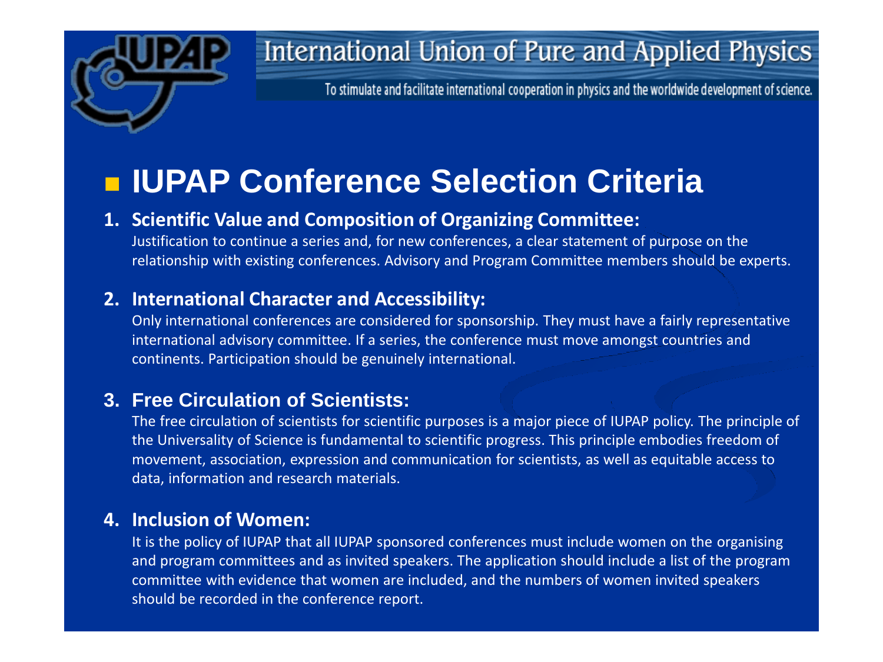International Union of Pure and Applied Physics

To stimulate and facilitate international cooperation in physics and the worldwide development of science.

# IUPAP Conference Selection Criteria

1. **Scientific Value and Composition of Organizing Committee:**
   Justification to continue a series and, for new conferences, a clear statement of purpose on the relationship with existing conferences. Advisory and Program Committee members should be experts.

2. **International Character and Accessibility:**
   Only international conferences are considered for sponsorship. They must have a fairly representative international advisory committee. If a series, the conference must move amongst countries and continents. Participation should be genuinely international.

3. **Free Circulation of Scientists:**
   The free circulation of scientists for scientific purposes is a major piece of IUPAP policy. The principle of the Universality of Science is fundamental to scientific progress. This principle embodies freedom of movement, association, expression and communication for scientists, as well as equitable access to data, information and research materials.

4. **Inclusion of Women:**
   It is the policy of IUPAP that all IUPAP sponsored conferences must include women on the organising and program committees and as invited speakers. The application should include a list of the program committee with evidence that women are included, and the numbers of women invited speakers should be recorded in the conference report.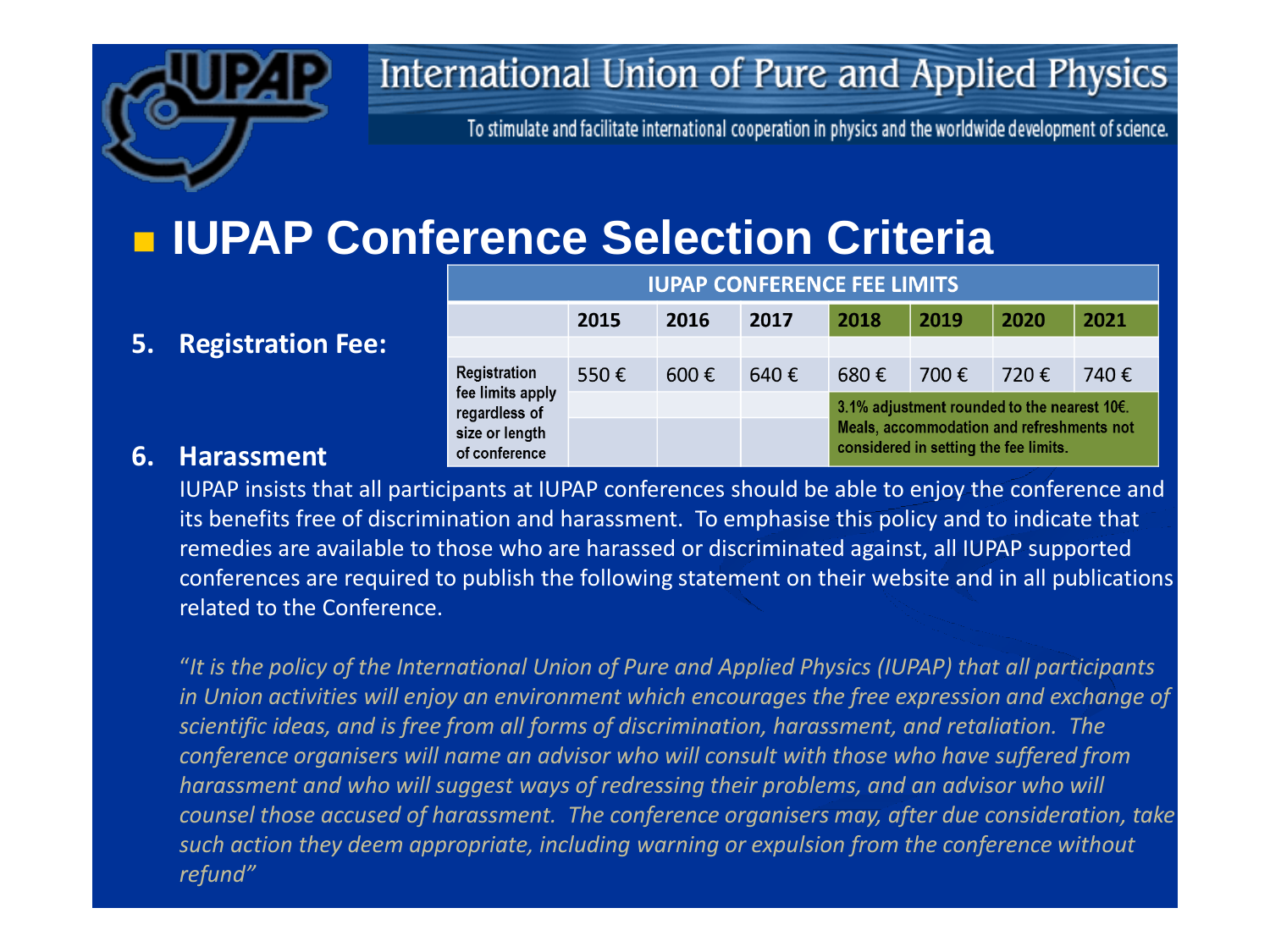# IUPAP Conference Selection Criteria

5. **Registration Fee:**

| IUPAP CONFERENCE FEE LIMITS | | | | | | | |
|---|---|---|---|---|---|---|---|
| | **2015** | **2016** | **2017** | **2018** | **2019** | **2020** | **2021** |
| Registration fee limits apply regardless of size or length of conference | 550 € | 600 € | 640 € | 680 € | 700 € | 720 € | 740 € |
| | | | | 3.1% adjustment rounded to the nearest 10€. Meals, accommodation and refreshments not considered in setting the fee limits. | | | |

6. **Harassment**

IUPAP insists that all participants at IUPAP conferences should be able to enjoy the conference and its benefits free of discrimination and harassment. To emphasise this policy and to indicate that remedies are available to those who are harassed or discriminated against, all IUPAP supported conferences are required to publish the following statement on their website and in all publications related to the Conference.

"*It is the policy of the International Union of Pure and Applied Physics (IUPAP) that all participants in Union activities will enjoy an environment which encourages the free expression and exchange of scientific ideas, and is free from all forms of discrimination, harassment, and retaliation. The conference organisers will name an advisor who will consult with those who have suffered from harassment and who will suggest ways of redressing their problems, and an advisor who will counsel those accused of harassment. The conference organisers may, after due consideration, take such action they deem appropriate, including warning or expulsion from the conference without refund*"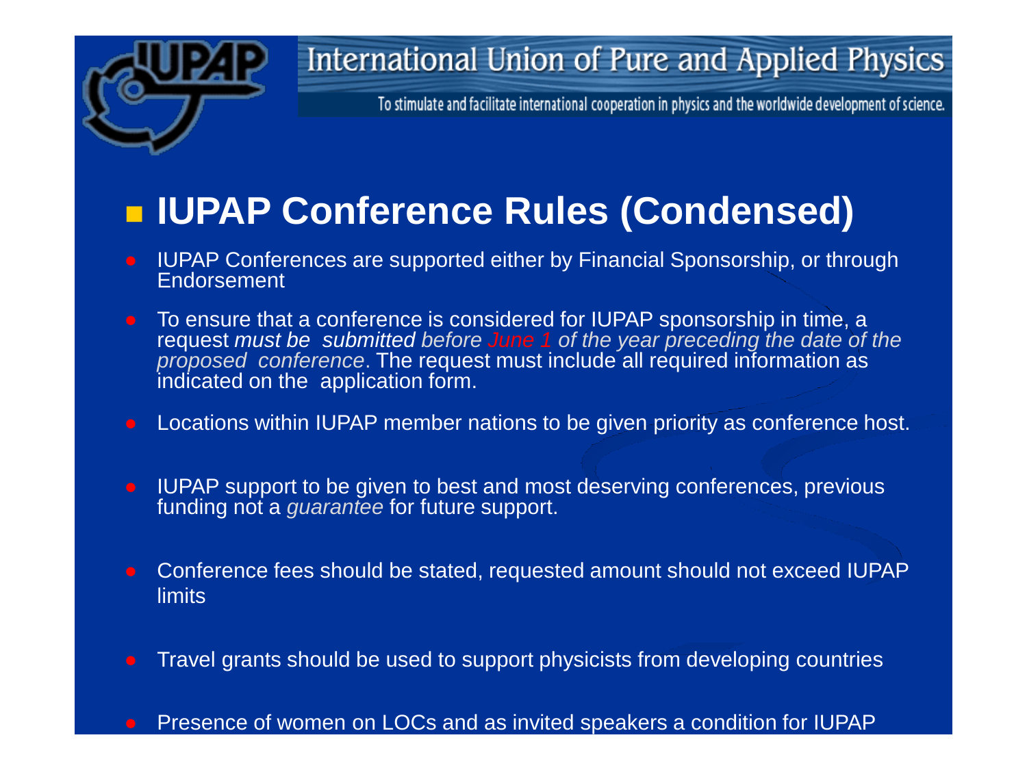International Union of Pure and Applied Physics

To stimulate and facilitate international cooperation in physics and the worldwide development of science.

## IUPAP Conference Rules (Condensed)

- IUPAP Conferences are supported either by Financial Sponsorship, or through Endorsement
- To ensure that a conference is considered for IUPAP sponsorship in time, a request *must be submitted before June 1 of the year preceding the date of the proposed conference*. The request must include all required information as indicated on the application form.
- Locations within IUPAP member nations to be given priority as conference host.
- IUPAP support to be given to best and most deserving conferences, previous funding not a *guarantee* for future support.
- Conference fees should be stated, requested amount should not exceed IUPAP limits
- Travel grants should be used to support physicists from developing countries
- Presence of women on LOCs and as invited speakers a condition for IUPAP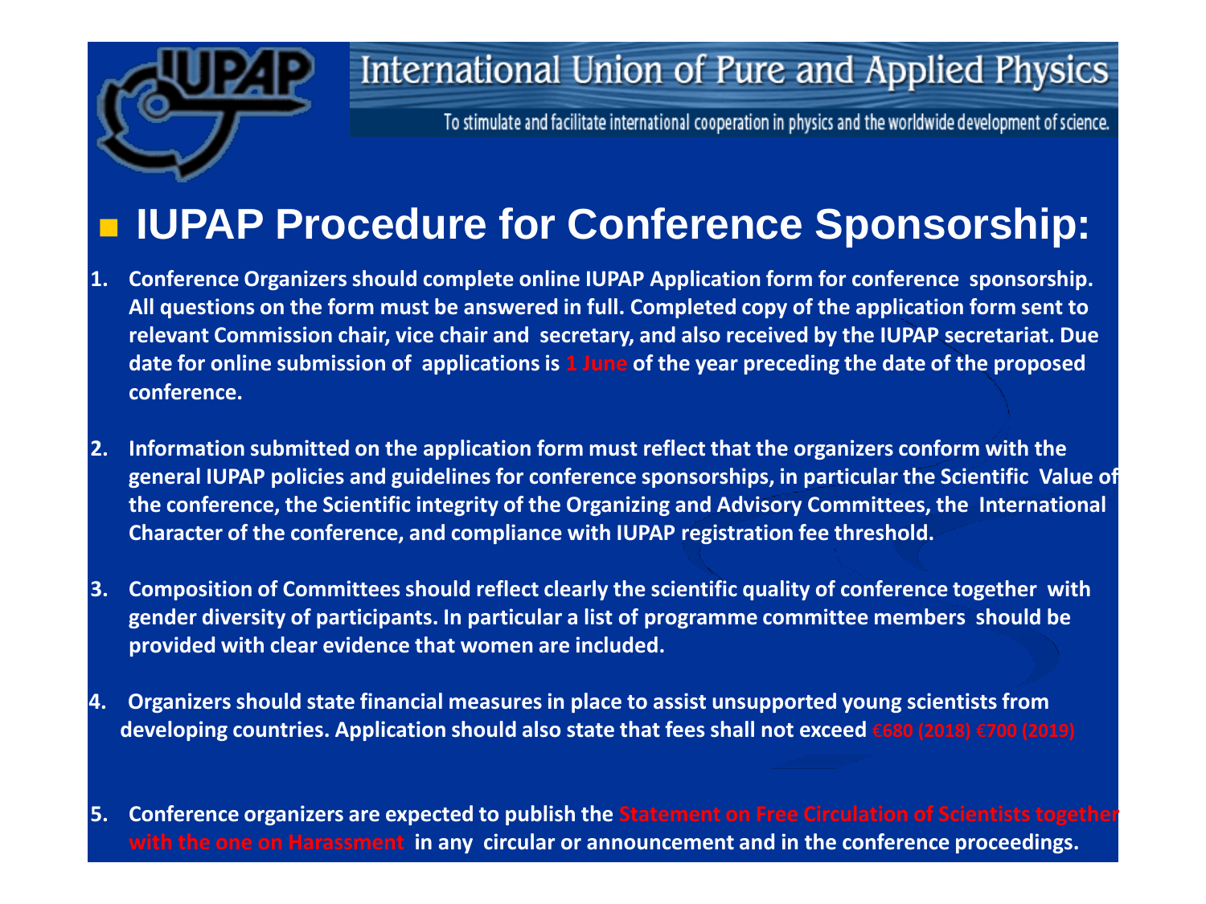# International Union of Pure and Applied Physics

To stimulate and facilitate international cooperation in physics and the worldwide development of science.

## IUPAP Procedure for Conference Sponsorship:

1. **Conference Organizers should complete online IUPAP Application form for conference sponsorship. All questions on the form must be answered in full. Completed copy of the application form sent to relevant Commission chair, vice chair and secretary, and also received by the IUPAP secretariat. Due date for online submission of applications is 1 June of the year preceding the date of the proposed conference.**

2. **Information submitted on the application form must reflect that the organizers conform with the general IUPAP policies and guidelines for conference sponsorships, in particular the Scientific Value of the conference, the Scientific integrity of the Organizing and Advisory Committees, the International Character of the conference, and compliance with IUPAP registration fee threshold.**

3. **Composition of Committees should reflect clearly the scientific quality of conference together with gender diversity of participants. In particular a list of programme committee members should be provided with clear evidence that women are included.**

4. **Organizers should state financial measures in place to assist unsupported young scientists from developing countries. Application should also state that fees shall not exceed €680 (2018) €700 (2019)**

5. **Conference organizers are expected to publish the Statement on Free Circulation of Scientists together with the one on Harassment in any circular or announcement and in the conference proceedings.**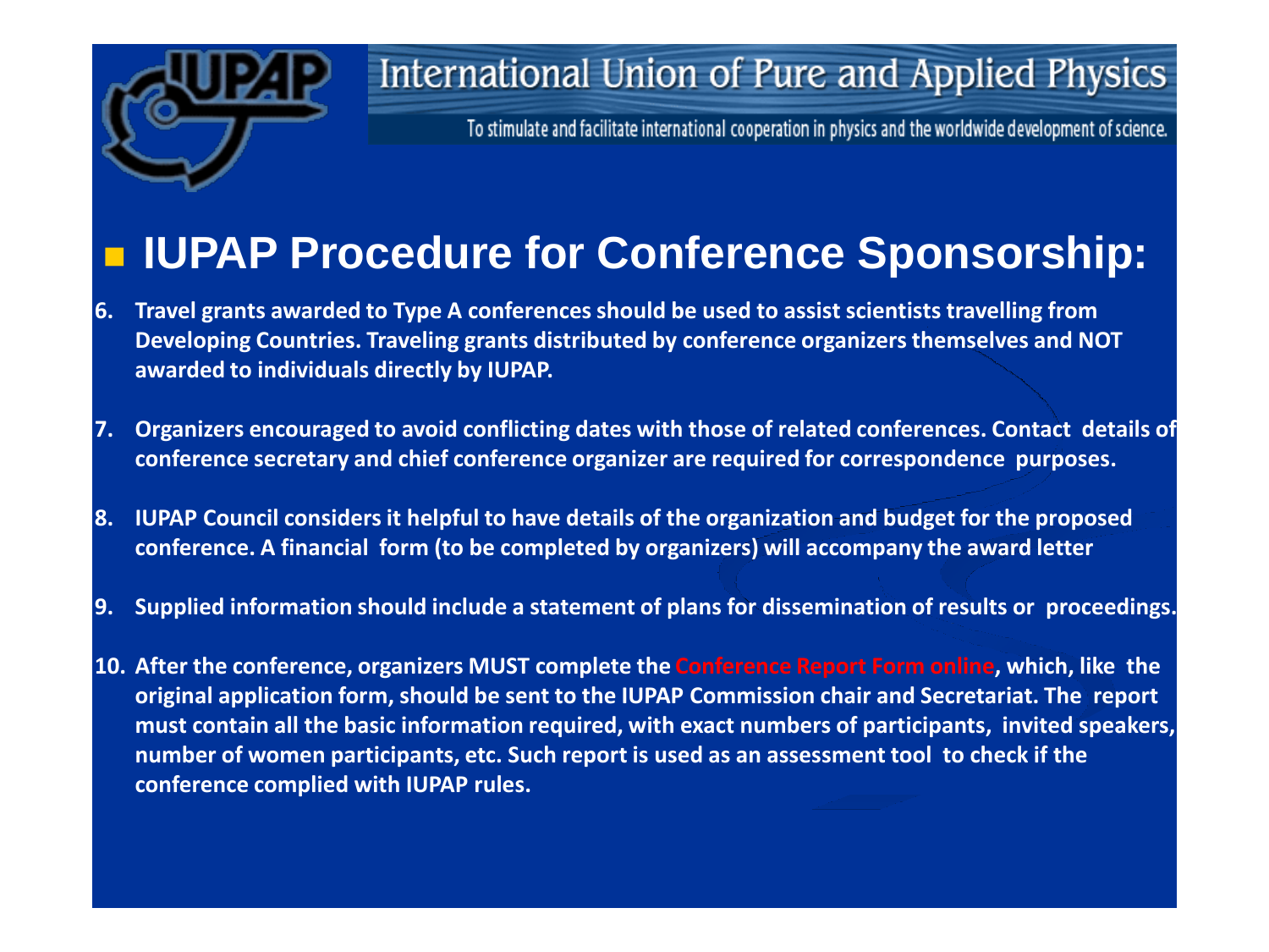International Union of Pure and Applied Physics

To stimulate and facilitate international cooperation in physics and the worldwide development of science.

# IUPAP Procedure for Conference Sponsorship:

6. **Travel grants awarded to Type A conferences should be used to assist scientists travelling from Developing Countries. Traveling grants distributed by conference organizers themselves and NOT awarded to individuals directly by IUPAP.**

7. **Organizers encouraged to avoid conflicting dates with those of related conferences. Contact details of conference secretary and chief conference organizer are required for correspondence purposes.**

8. **IUPAP Council considers it helpful to have details of the organization and budget for the proposed conference. A financial form (to be completed by organizers) will accompany the award letter**

9. **Supplied information should include a statement of plans for dissemination of results or proceedings.**

10. **After the conference, organizers MUST complete the Conference Report Form online, which, like the original application form, should be sent to the IUPAP Commission chair and Secretariat. The report must contain all the basic information required, with exact numbers of participants, invited speakers, number of women participants, etc. Such report is used as an assessment tool to check if the conference complied with IUPAP rules.**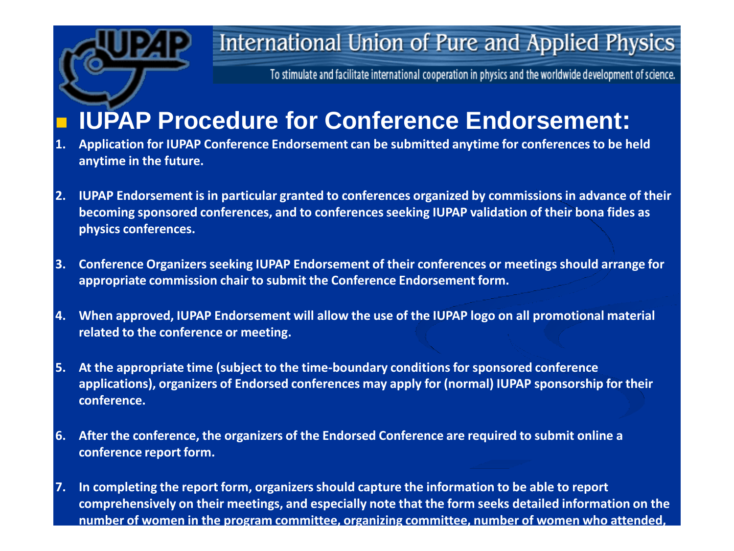# International Union of Pure and Applied Physics

To stimulate and facilitate international cooperation in physics and the worldwide development of science.

## IUPAP Procedure for Conference Endorsement:

1. **Application for IUPAP Conference Endorsement can be submitted anytime for conferences to be held anytime in the future.**

2. **IUPAP Endorsement is in particular granted to conferences organized by commissions in advance of their becoming sponsored conferences, and to conferences seeking IUPAP validation of their bona fides as physics conferences.**

3. **Conference Organizers seeking IUPAP Endorsement of their conferences or meetings should arrange for appropriate commission chair to submit the Conference Endorsement form.**

4. **When approved, IUPAP Endorsement will allow the use of the IUPAP logo on all promotional material related to the conference or meeting.**

5. **At the appropriate time (subject to the time-boundary conditions for sponsored conference applications), organizers of Endorsed conferences may apply for (normal) IUPAP sponsorship for their conference.**

6. **After the conference, the organizers of the Endorsed Conference are required to submit online a conference report form.**

7. **In completing the report form, organizers should capture the information to be able to report comprehensively on their meetings, and especially note that the form seeks detailed information on the number of women in the program committee, organizing committee, number of women who attended,**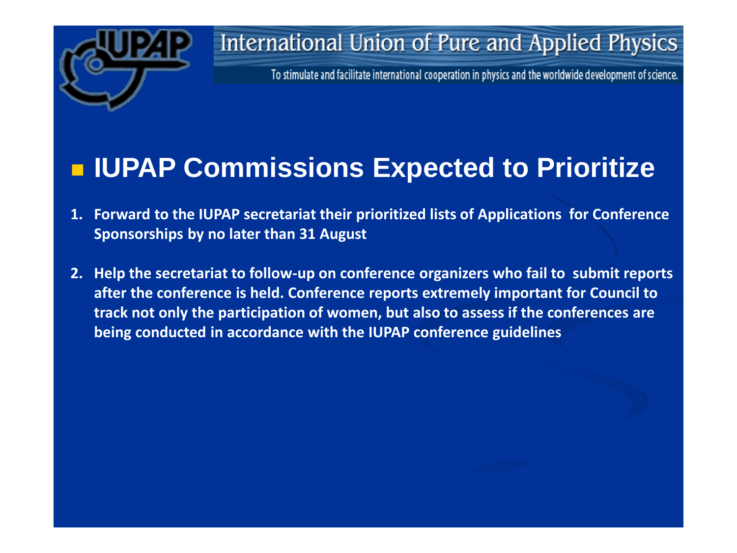# IUPAP Commissions Expected to Prioritize

1. **Forward to the IUPAP secretariat their prioritized lists of Applications for Conference Sponsorships by no later than 31 August**
2. **Help the secretariat to follow-up on conference organizers who fail to submit reports after the conference is held. Conference reports extremely important for Council to track not only the participation of women, but also to assess if the conferences are being conducted in accordance with the IUPAP conference guidelines**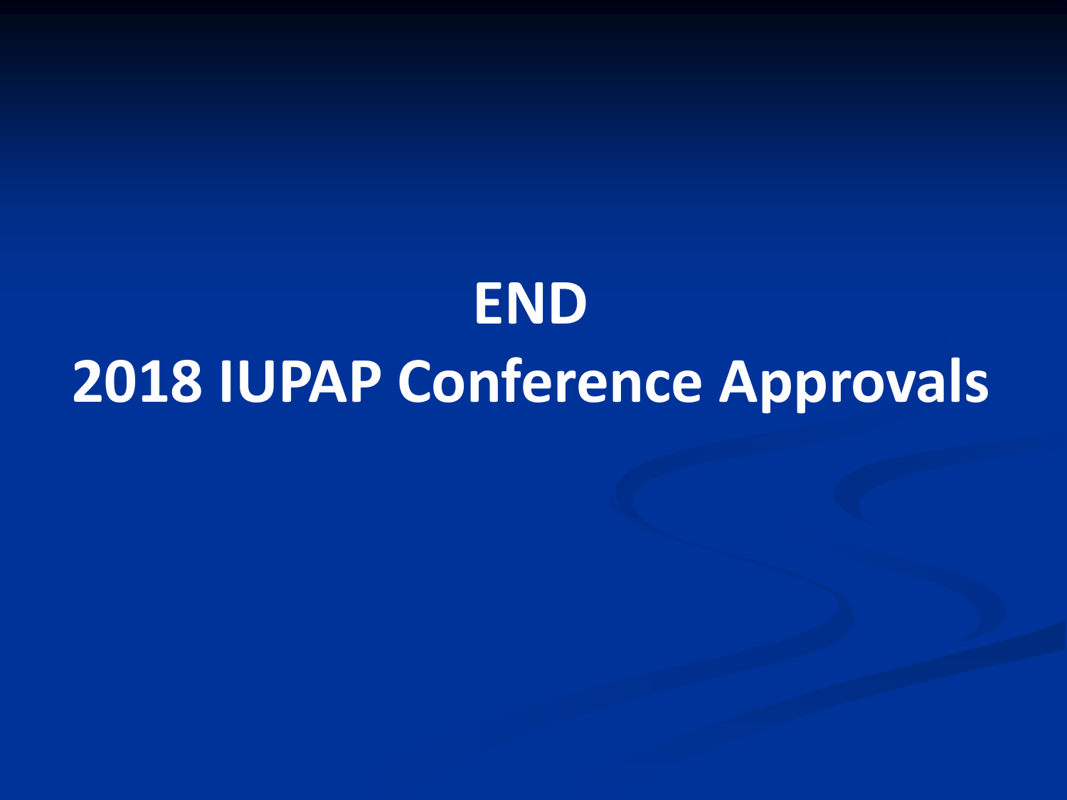# END
# 2018 IUPAP Conference Approvals